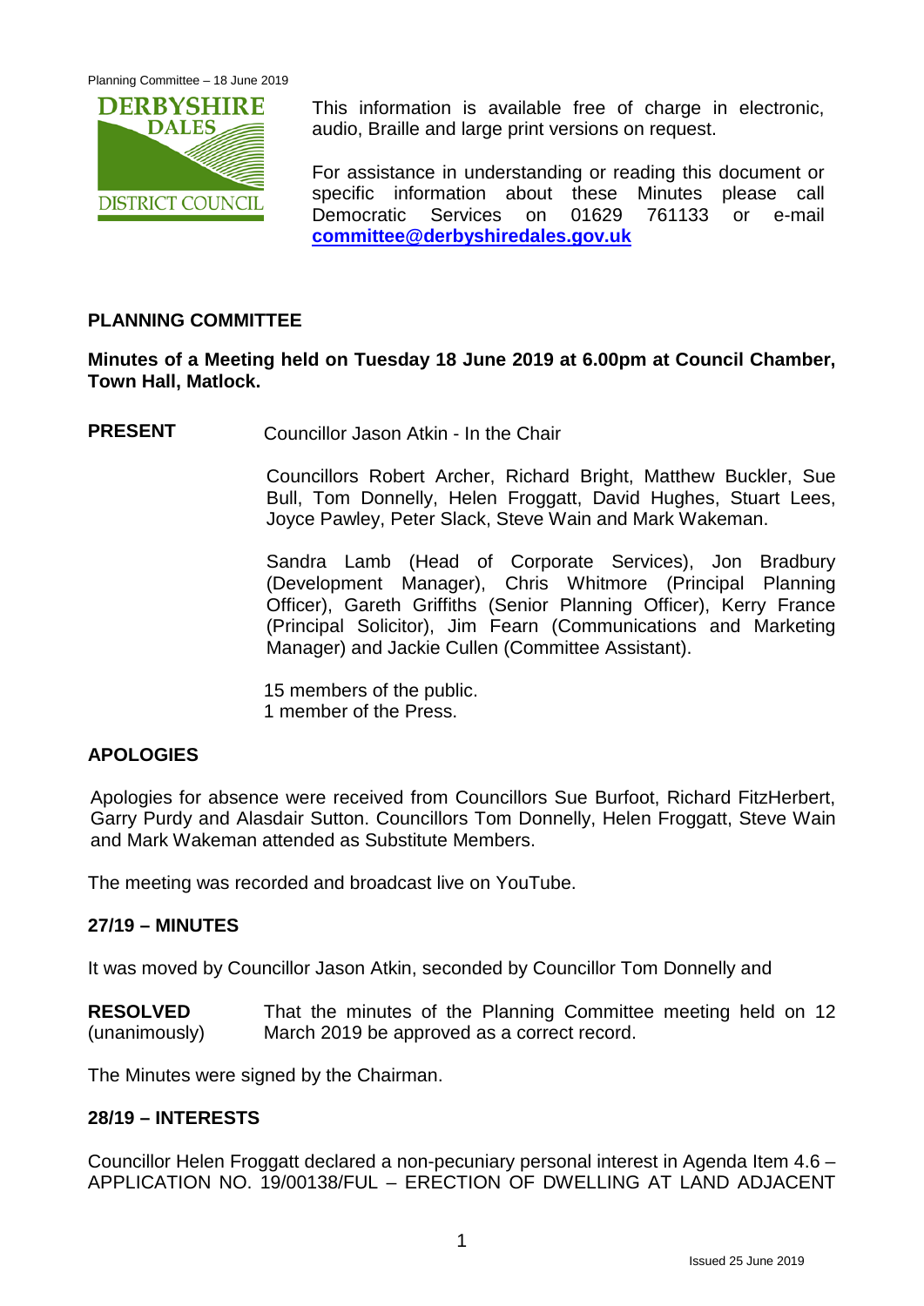This information is available free of charge in electronic, audio, Braille and large print versions on request.

For assistance in understanding or reading this document or specific information about these Minutes please call Democratic Services on 01629 761133 or e-mail **committee@derbyshiredales.gov.uk**

## PLANNING COMMITTEE

**Minutes of a Meeting held on Tuesday 18 June 2019 at 6.00pm at Council Chamber, Town Hall, Matlock.**

**PRESENT** Councillor Jason Atkin - In the Chair

Councillors Robert Archer, Richard Bright, Matthew Buckler, Sue Bull, Tom Donnelly, Helen Froggatt, David Hughes, Stuart Lees, Joyce Pawley, Peter Slack, Steve Wain and Mark Wakeman.

Sandra Lamb (Head of Corporate Services), Jon Bradbury (Development Manager), Chris Whitmore (Principal Planning Officer), Gareth Griffiths (Senior Planning Officer), Kerry France (Principal Solicitor), Jim Fearn (Communications and Marketing Manager) and Jackie Cullen (Committee Assistant).

15 members of the public.
1 member of the Press.

### APOLOGIES

Apologies for absence were received from Councillors Sue Burfoot, Richard FitzHerbert, Garry Purdy and Alasdair Sutton. Councillors Tom Donnelly, Helen Froggatt, Steve Wain and Mark Wakeman attended as Substitute Members.

The meeting was recorded and broadcast live on YouTube.

### 27/19 – MINUTES

It was moved by Councillor Jason Atkin, seconded by Councillor Tom Donnelly and

**RESOLVED** (unanimously) That the minutes of the Planning Committee meeting held on 12 March 2019 be approved as a correct record.

The Minutes were signed by the Chairman.

### 28/19 – INTERESTS

Councillor Helen Froggatt declared a non-pecuniary personal interest in Agenda Item 4.6 – APPLICATION NO. 19/00138/FUL – ERECTION OF DWELLING AT LAND ADJACENT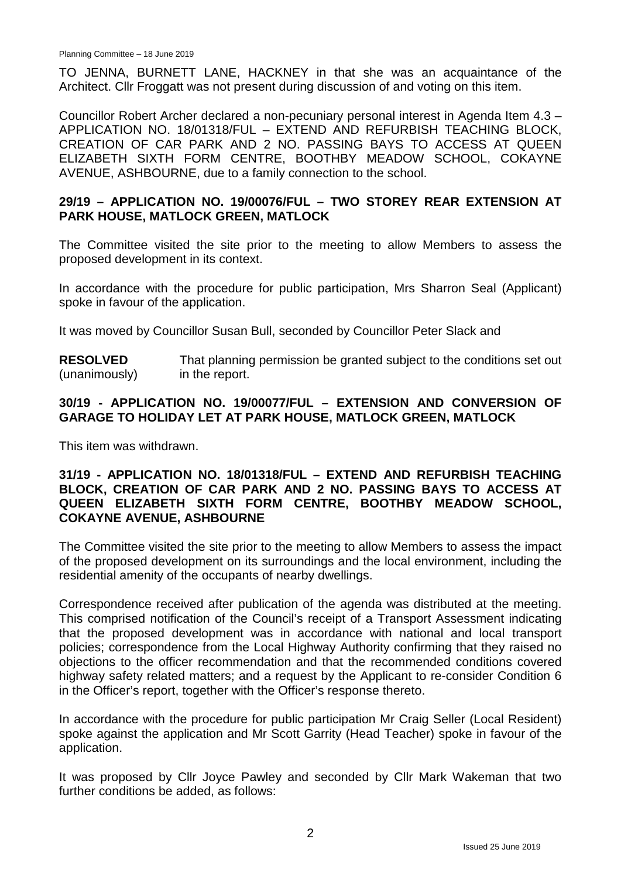TO JENNA, BURNETT LANE, HACKNEY in that she was an acquaintance of the Architect. Cllr Froggatt was not present during discussion of and voting on this item.

Councillor Robert Archer declared a non-pecuniary personal interest in Agenda Item 4.3 – APPLICATION NO. 18/01318/FUL – EXTEND AND REFURBISH TEACHING BLOCK, CREATION OF CAR PARK AND 2 NO. PASSING BAYS TO ACCESS AT QUEEN ELIZABETH SIXTH FORM CENTRE, BOOTHBY MEADOW SCHOOL, COKAYNE AVENUE, ASHBOURNE, due to a family connection to the school.

## 29/19 – APPLICATION NO. 19/00076/FUL – TWO STOREY REAR EXTENSION AT PARK HOUSE, MATLOCK GREEN, MATLOCK

The Committee visited the site prior to the meeting to allow Members to assess the proposed development in its context.

In accordance with the procedure for public participation, Mrs Sharron Seal (Applicant) spoke in favour of the application.

It was moved by Councillor Susan Bull, seconded by Councillor Peter Slack and

**RESOLVED** (unanimously) That planning permission be granted subject to the conditions set out in the report.

## 30/19 - APPLICATION NO. 19/00077/FUL – EXTENSION AND CONVERSION OF GARAGE TO HOLIDAY LET AT PARK HOUSE, MATLOCK GREEN, MATLOCK

This item was withdrawn.

## 31/19 - APPLICATION NO. 18/01318/FUL – EXTEND AND REFURBISH TEACHING BLOCK, CREATION OF CAR PARK AND 2 NO. PASSING BAYS TO ACCESS AT QUEEN ELIZABETH SIXTH FORM CENTRE, BOOTHBY MEADOW SCHOOL, COKAYNE AVENUE, ASHBOURNE

The Committee visited the site prior to the meeting to allow Members to assess the impact of the proposed development on its surroundings and the local environment, including the residential amenity of the occupants of nearby dwellings.

Correspondence received after publication of the agenda was distributed at the meeting. This comprised notification of the Council's receipt of a Transport Assessment indicating that the proposed development was in accordance with national and local transport policies; correspondence from the Local Highway Authority confirming that they raised no objections to the officer recommendation and that the recommended conditions covered highway safety related matters; and a request by the Applicant to re-consider Condition 6 in the Officer's report, together with the Officer's response thereto.

In accordance with the procedure for public participation Mr Craig Seller (Local Resident) spoke against the application and Mr Scott Garrity (Head Teacher) spoke in favour of the application.

It was proposed by Cllr Joyce Pawley and seconded by Cllr Mark Wakeman that two further conditions be added, as follows: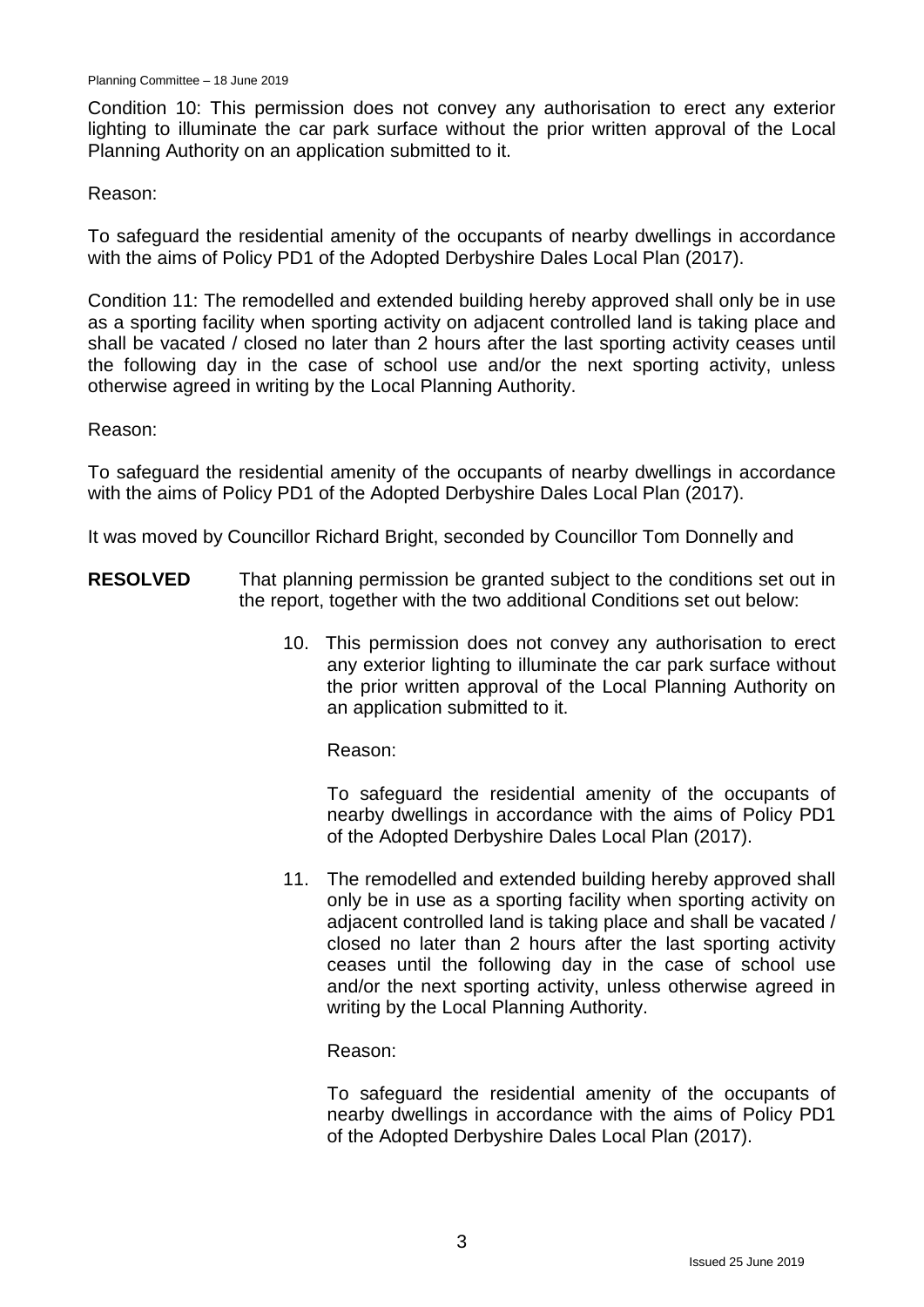Condition 10: This permission does not convey any authorisation to erect any exterior lighting to illuminate the car park surface without the prior written approval of the Local Planning Authority on an application submitted to it.

Reason:

To safeguard the residential amenity of the occupants of nearby dwellings in accordance with the aims of Policy PD1 of the Adopted Derbyshire Dales Local Plan (2017).

Condition 11: The remodelled and extended building hereby approved shall only be in use as a sporting facility when sporting activity on adjacent controlled land is taking place and shall be vacated / closed no later than 2 hours after the last sporting activity ceases until the following day in the case of school use and/or the next sporting activity, unless otherwise agreed in writing by the Local Planning Authority.

Reason:

To safeguard the residential amenity of the occupants of nearby dwellings in accordance with the aims of Policy PD1 of the Adopted Derbyshire Dales Local Plan (2017).

It was moved by Councillor Richard Bright, seconded by Councillor Tom Donnelly and

**RESOLVED** That planning permission be granted subject to the conditions set out in the report, together with the two additional Conditions set out below:

10. This permission does not convey any authorisation to erect any exterior lighting to illuminate the car park surface without the prior written approval of the Local Planning Authority on an application submitted to it.

    Reason:

    To safeguard the residential amenity of the occupants of nearby dwellings in accordance with the aims of Policy PD1 of the Adopted Derbyshire Dales Local Plan (2017).

11. The remodelled and extended building hereby approved shall only be in use as a sporting facility when sporting activity on adjacent controlled land is taking place and shall be vacated / closed no later than 2 hours after the last sporting activity ceases until the following day in the case of school use and/or the next sporting activity, unless otherwise agreed in writing by the Local Planning Authority.

    Reason:

    To safeguard the residential amenity of the occupants of nearby dwellings in accordance with the aims of Policy PD1 of the Adopted Derbyshire Dales Local Plan (2017).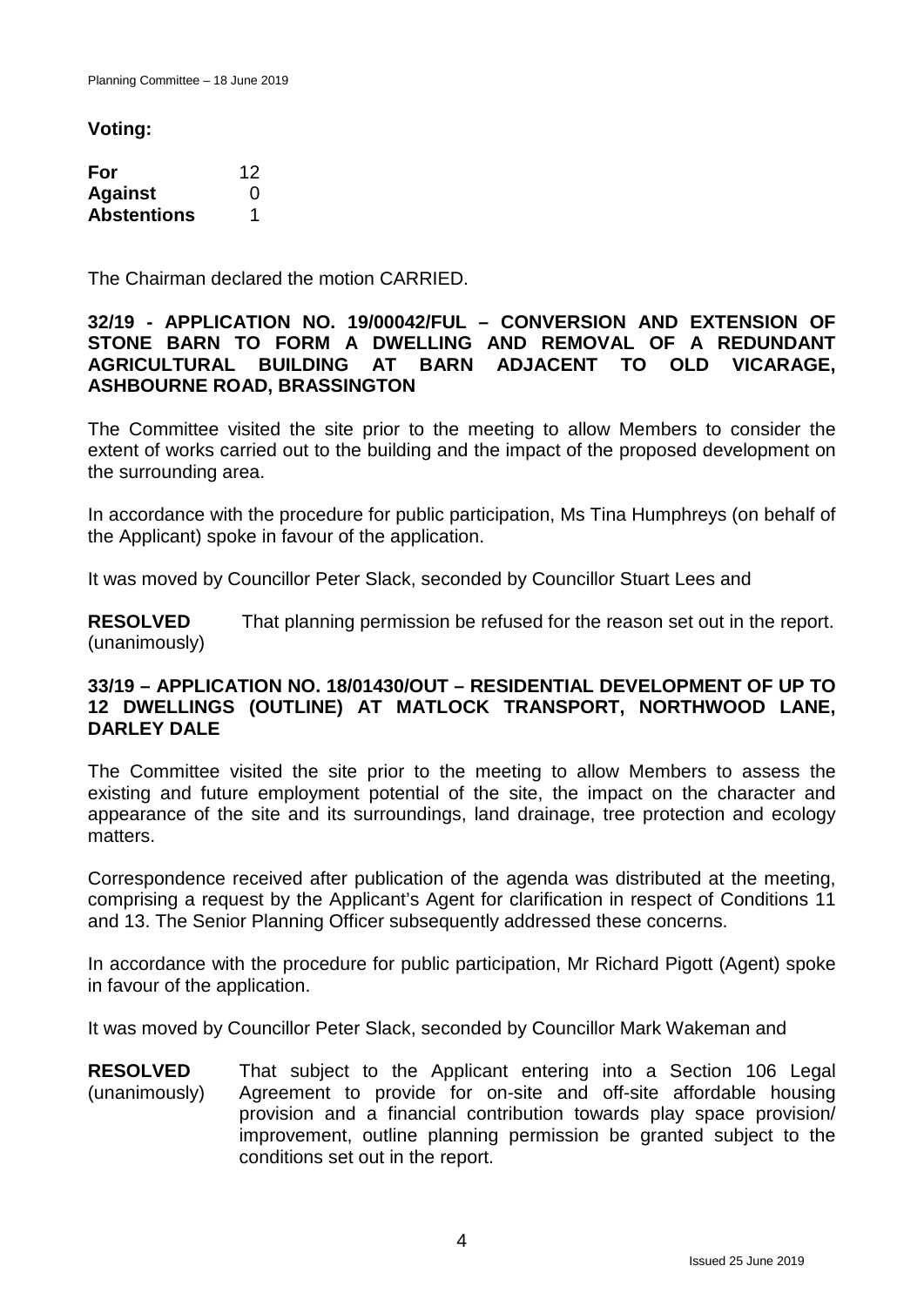**Voting:**

| | |
|---|---|
| **For** | 12 |
| **Against** | 0 |
| **Abstentions** | 1 |

The Chairman declared the motion CARRIED.

## 32/19 - APPLICATION NO. 19/00042/FUL – CONVERSION AND EXTENSION OF STONE BARN TO FORM A DWELLING AND REMOVAL OF A REDUNDANT AGRICULTURAL BUILDING AT BARN ADJACENT TO OLD VICARAGE, ASHBOURNE ROAD, BRASSINGTON

The Committee visited the site prior to the meeting to allow Members to consider the extent of works carried out to the building and the impact of the proposed development on the surrounding area.

In accordance with the procedure for public participation, Ms Tina Humphreys (on behalf of the Applicant) spoke in favour of the application.

It was moved by Councillor Peter Slack, seconded by Councillor Stuart Lees and

**RESOLVED** (unanimously) That planning permission be refused for the reason set out in the report.

## 33/19 – APPLICATION NO. 18/01430/OUT – RESIDENTIAL DEVELOPMENT OF UP TO 12 DWELLINGS (OUTLINE) AT MATLOCK TRANSPORT, NORTHWOOD LANE, DARLEY DALE

The Committee visited the site prior to the meeting to allow Members to assess the existing and future employment potential of the site, the impact on the character and appearance of the site and its surroundings, land drainage, tree protection and ecology matters.

Correspondence received after publication of the agenda was distributed at the meeting, comprising a request by the Applicant's Agent for clarification in respect of Conditions 11 and 13. The Senior Planning Officer subsequently addressed these concerns.

In accordance with the procedure for public participation, Mr Richard Pigott (Agent) spoke in favour of the application.

It was moved by Councillor Peter Slack, seconded by Councillor Mark Wakeman and

**RESOLVED** (unanimously) That subject to the Applicant entering into a Section 106 Legal Agreement to provide for on-site and off-site affordable housing provision and a financial contribution towards play space provision/ improvement, outline planning permission be granted subject to the conditions set out in the report.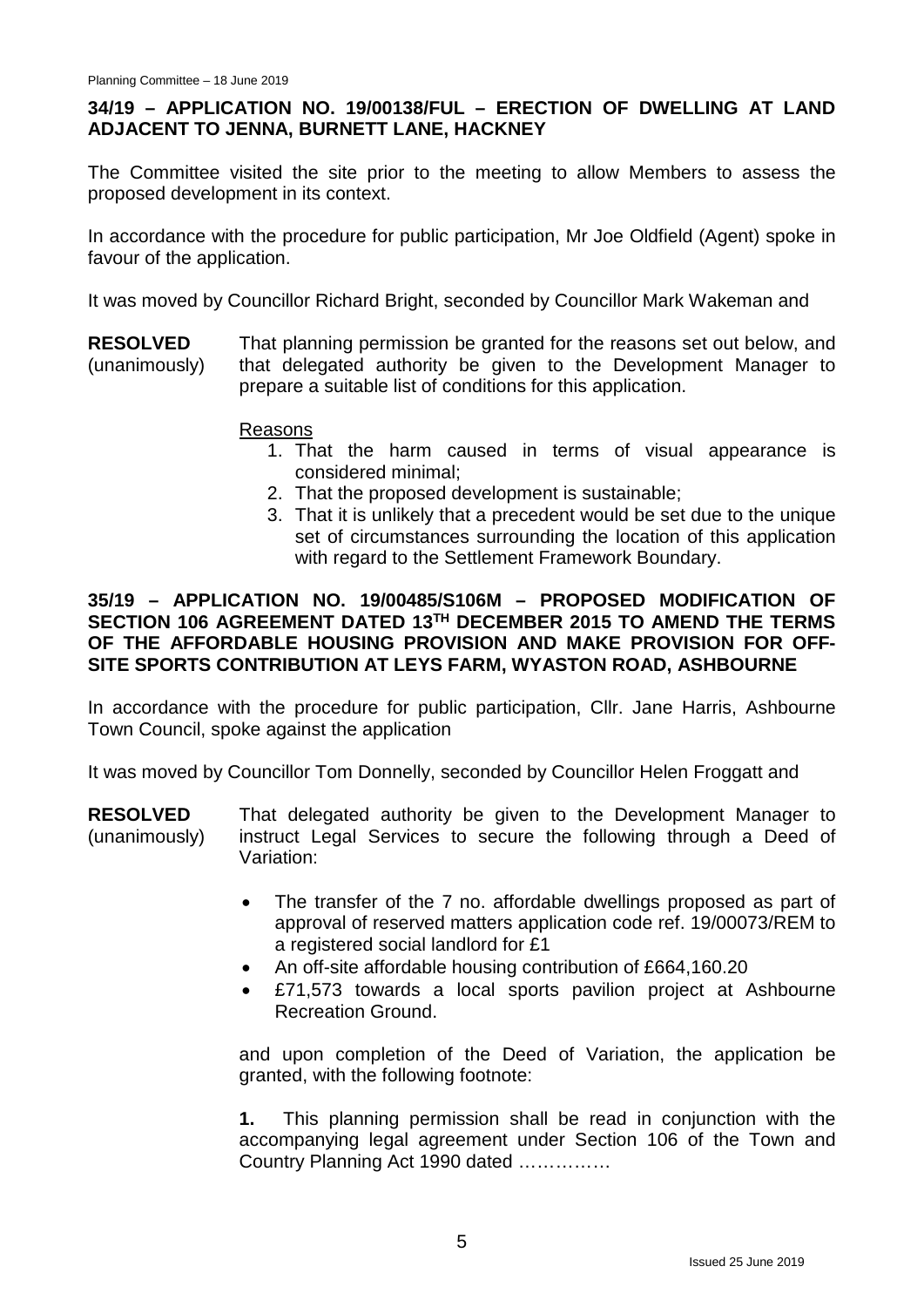## 34/19 – APPLICATION NO. 19/00138/FUL – ERECTION OF DWELLING AT LAND ADJACENT TO JENNA, BURNETT LANE, HACKNEY

The Committee visited the site prior to the meeting to allow Members to assess the proposed development in its context.

In accordance with the procedure for public participation, Mr Joe Oldfield (Agent) spoke in favour of the application.

It was moved by Councillor Richard Bright, seconded by Councillor Mark Wakeman and

**RESOLVED** (unanimously) That planning permission be granted for the reasons set out below, and that delegated authority be given to the Development Manager to prepare a suitable list of conditions for this application.

Reasons

1. That the harm caused in terms of visual appearance is considered minimal;
2. That the proposed development is sustainable;
3. That it is unlikely that a precedent would be set due to the unique set of circumstances surrounding the location of this application with regard to the Settlement Framework Boundary.

## 35/19 – APPLICATION NO. 19/00485/S106M – PROPOSED MODIFICATION OF SECTION 106 AGREEMENT DATED 13TH DECEMBER 2015 TO AMEND THE TERMS OF THE AFFORDABLE HOUSING PROVISION AND MAKE PROVISION FOR OFF-SITE SPORTS CONTRIBUTION AT LEYS FARM, WYASTON ROAD, ASHBOURNE

In accordance with the procedure for public participation, Cllr. Jane Harris, Ashbourne Town Council, spoke against the application

It was moved by Councillor Tom Donnelly, seconded by Councillor Helen Froggatt and

**RESOLVED** (unanimously) That delegated authority be given to the Development Manager to instruct Legal Services to secure the following through a Deed of Variation:

- The transfer of the 7 no. affordable dwellings proposed as part of approval of reserved matters application code ref. 19/00073/REM to a registered social landlord for £1
- An off-site affordable housing contribution of £664,160.20
- £71,573 towards a local sports pavilion project at Ashbourne Recreation Ground.

and upon completion of the Deed of Variation, the application be granted, with the following footnote:

**1.** This planning permission shall be read in conjunction with the accompanying legal agreement under Section 106 of the Town and Country Planning Act 1990 dated ……………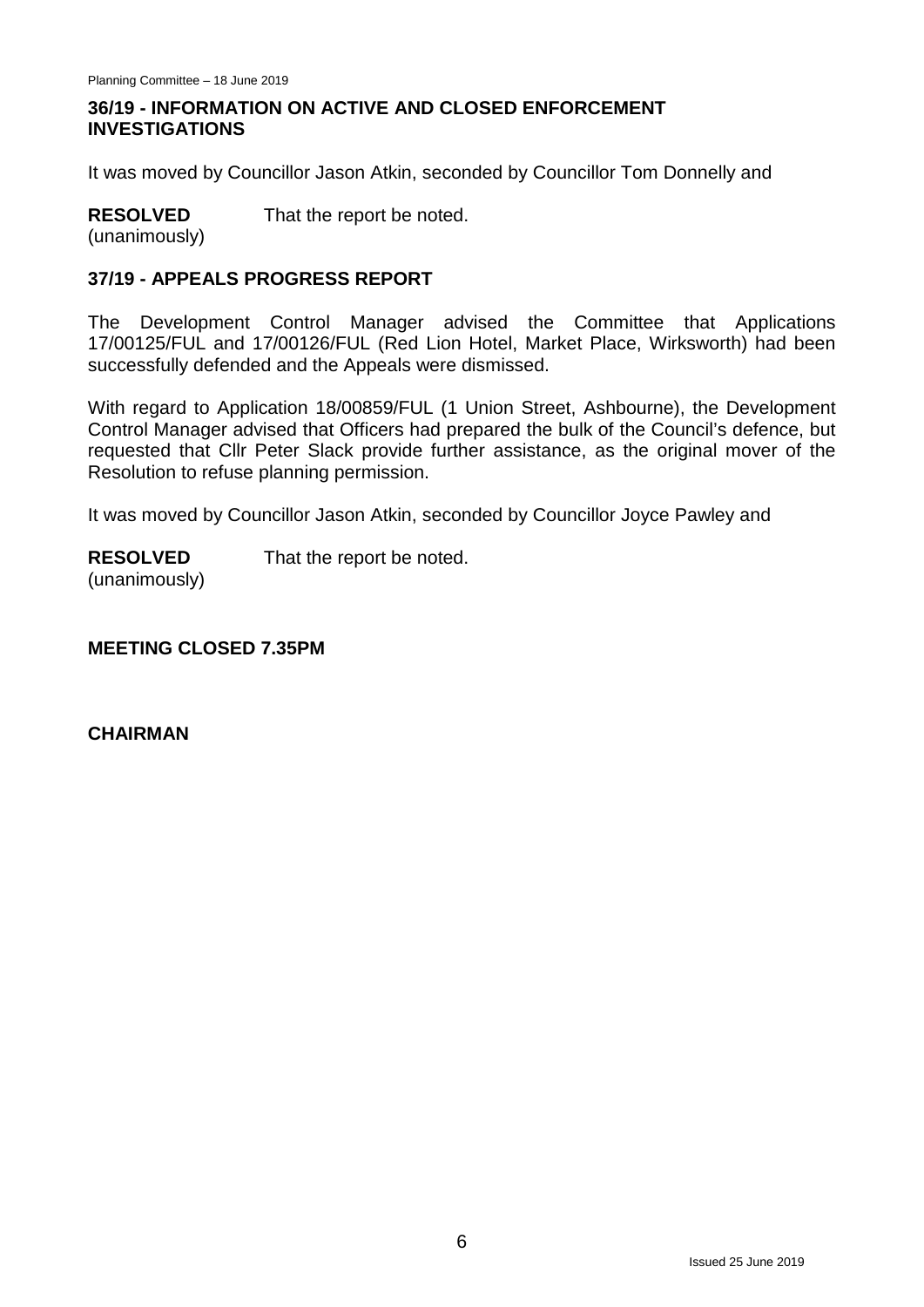### 36/19 - INFORMATION ON ACTIVE AND CLOSED ENFORCEMENT INVESTIGATIONS

It was moved by Councillor Jason Atkin, seconded by Councillor Tom Donnelly and

**RESOLVED** (unanimously) That the report be noted.

### 37/19 - APPEALS PROGRESS REPORT

The Development Control Manager advised the Committee that Applications 17/00125/FUL and 17/00126/FUL (Red Lion Hotel, Market Place, Wirksworth) had been successfully defended and the Appeals were dismissed.

With regard to Application 18/00859/FUL (1 Union Street, Ashbourne), the Development Control Manager advised that Officers had prepared the bulk of the Council's defence, but requested that Cllr Peter Slack provide further assistance, as the original mover of the Resolution to refuse planning permission.

It was moved by Councillor Jason Atkin, seconded by Councillor Joyce Pawley and

**RESOLVED** (unanimously) That the report be noted.

**MEETING CLOSED 7.35PM**

**CHAIRMAN**